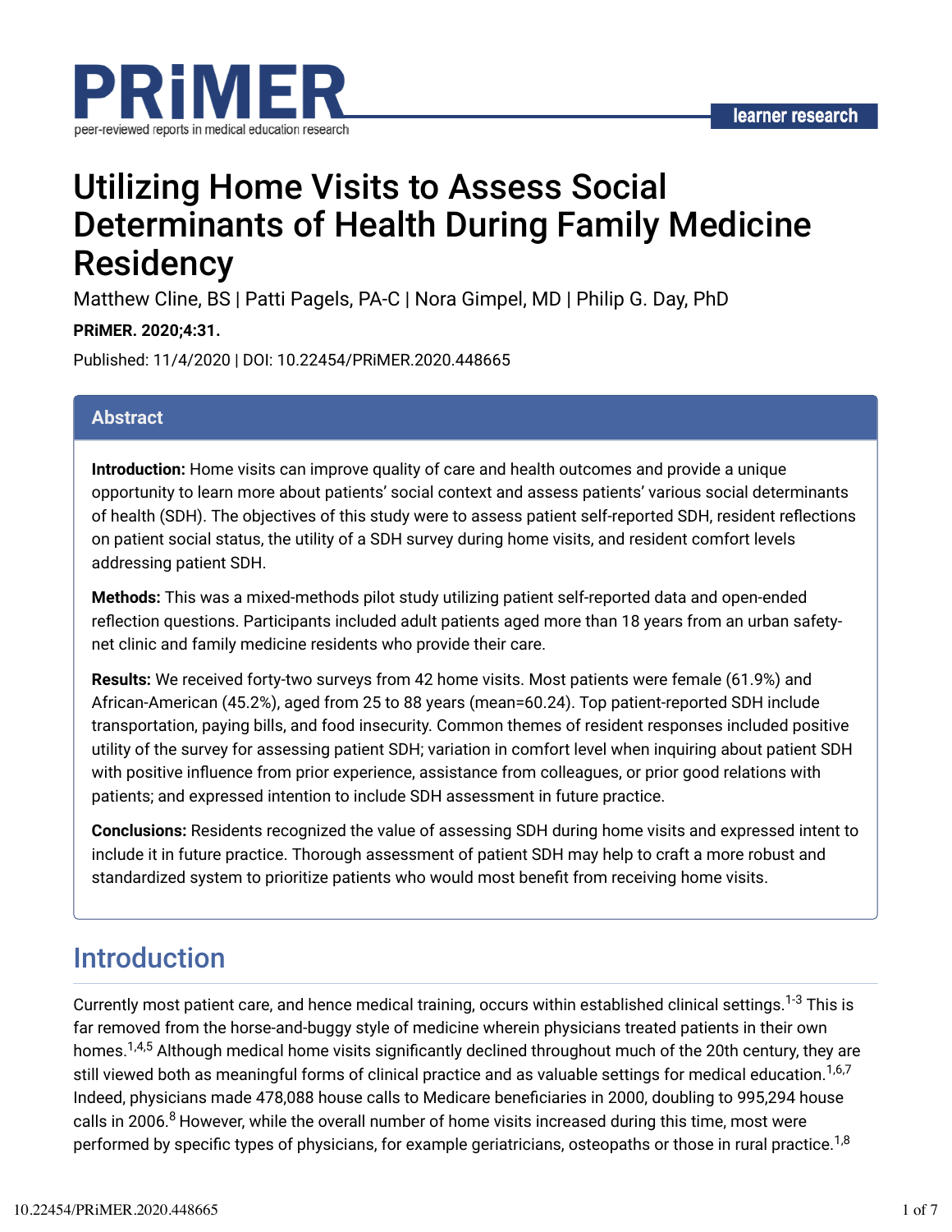PRiMER

peer-reviewed reports in medical education research

learner research

# Utilizing Home Visits to Assess Social Determinants of Health During Family Medicine Residency

Matthew Cline, BS | Patti Pagels, PA-C | Nora Gimpel, MD | Philip G. Day, PhD

**PRiMER. 2020;4:31.**

Published: 11/4/2020 | DOI: 10.22454/PRiMER.2020.448665

## Abstract

**Introduction:** Home visits can improve quality of care and health outcomes and provide a unique opportunity to learn more about patients' social context and assess patients' various social determinants of health (SDH). The objectives of this study were to assess patient self-reported SDH, resident reflections on patient social status, the utility of a SDH survey during home visits, and resident comfort levels addressing patient SDH.

**Methods:** This was a mixed-methods pilot study utilizing patient self-reported data and open-ended reflection questions. Participants included adult patients aged more than 18 years from an urban safety-net clinic and family medicine residents who provide their care.

**Results:** We received forty-two surveys from 42 home visits. Most patients were female (61.9%) and African-American (45.2%), aged from 25 to 88 years (mean=60.24). Top patient-reported SDH include transportation, paying bills, and food insecurity. Common themes of resident responses included positive utility of the survey for assessing patient SDH; variation in comfort level when inquiring about patient SDH with positive influence from prior experience, assistance from colleagues, or prior good relations with patients; and expressed intention to include SDH assessment in future practice.

**Conclusions:** Residents recognized the value of assessing SDH during home visits and expressed intent to include it in future practice. Thorough assessment of patient SDH may help to craft a more robust and standardized system to prioritize patients who would most benefit from receiving home visits.

## Introduction

Currently most patient care, and hence medical training, occurs within established clinical settings.[1-3] This is far removed from the horse-and-buggy style of medicine wherein physicians treated patients in their own homes.[1,4,5] Although medical home visits significantly declined throughout much of the 20th century, they are still viewed both as meaningful forms of clinical practice and as valuable settings for medical education.[1,6,7] Indeed, physicians made 478,088 house calls to Medicare beneficiaries in 2000, doubling to 995,294 house calls in 2006.[8] However, while the overall number of home visits increased during this time, most were performed by specific types of physicians, for example geriatricians, osteopaths or those in rural practice.[1,8]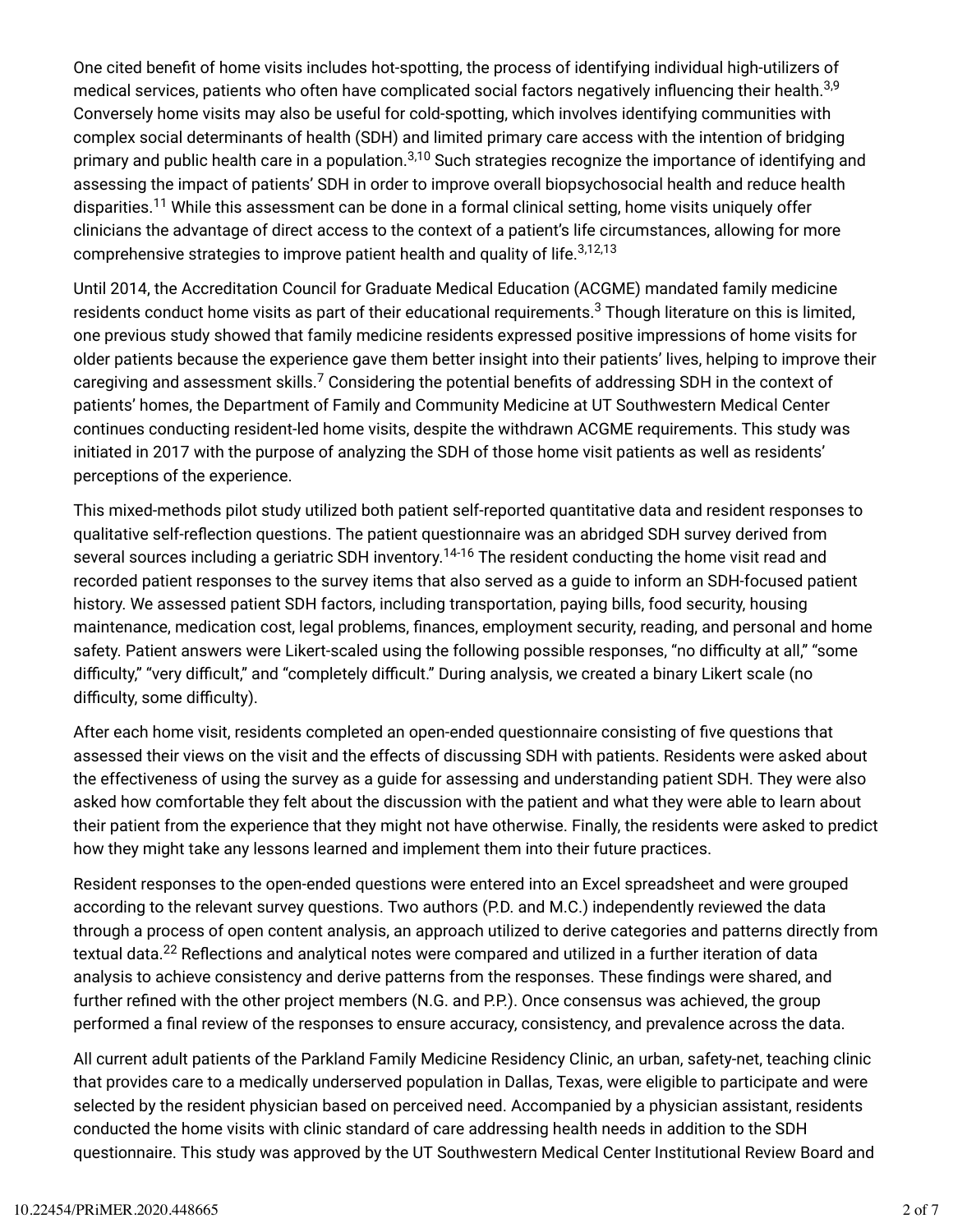One cited benefit of home visits includes hot-spotting, the process of identifying individual high-utilizers of medical services, patients who often have complicated social factors negatively influencing their health.[3,9] Conversely home visits may also be useful for cold-spotting, which involves identifying communities with complex social determinants of health (SDH) and limited primary care access with the intention of bridging primary and public health care in a population.[3,10] Such strategies recognize the importance of identifying and assessing the impact of patients' SDH in order to improve overall biopsychosocial health and reduce health disparities.[11] While this assessment can be done in a formal clinical setting, home visits uniquely offer clinicians the advantage of direct access to the context of a patient's life circumstances, allowing for more comprehensive strategies to improve patient health and quality of life.[3,12,13]

Until 2014, the Accreditation Council for Graduate Medical Education (ACGME) mandated family medicine residents conduct home visits as part of their educational requirements.[3] Though literature on this is limited, one previous study showed that family medicine residents expressed positive impressions of home visits for older patients because the experience gave them better insight into their patients' lives, helping to improve their caregiving and assessment skills.[7] Considering the potential benefits of addressing SDH in the context of patients' homes, the Department of Family and Community Medicine at UT Southwestern Medical Center continues conducting resident-led home visits, despite the withdrawn ACGME requirements. This study was initiated in 2017 with the purpose of analyzing the SDH of those home visit patients as well as residents' perceptions of the experience.

This mixed-methods pilot study utilized both patient self-reported quantitative data and resident responses to qualitative self-reflection questions. The patient questionnaire was an abridged SDH survey derived from several sources including a geriatric SDH inventory.[14-16] The resident conducting the home visit read and recorded patient responses to the survey items that also served as a guide to inform an SDH-focused patient history. We assessed patient SDH factors, including transportation, paying bills, food security, housing maintenance, medication cost, legal problems, finances, employment security, reading, and personal and home safety. Patient answers were Likert-scaled using the following possible responses, "no difficulty at all," "some difficulty," "very difficult," and "completely difficult." During analysis, we created a binary Likert scale (no difficulty, some difficulty).

After each home visit, residents completed an open-ended questionnaire consisting of five questions that assessed their views on the visit and the effects of discussing SDH with patients. Residents were asked about the effectiveness of using the survey as a guide for assessing and understanding patient SDH. They were also asked how comfortable they felt about the discussion with the patient and what they were able to learn about their patient from the experience that they might not have otherwise. Finally, the residents were asked to predict how they might take any lessons learned and implement them into their future practices.

Resident responses to the open-ended questions were entered into an Excel spreadsheet and were grouped according to the relevant survey questions. Two authors (P.D. and M.C.) independently reviewed the data through a process of open content analysis, an approach utilized to derive categories and patterns directly from textual data.[22] Reflections and analytical notes were compared and utilized in a further iteration of data analysis to achieve consistency and derive patterns from the responses. These findings were shared, and further refined with the other project members (N.G. and P.P.). Once consensus was achieved, the group performed a final review of the responses to ensure accuracy, consistency, and prevalence across the data.

All current adult patients of the Parkland Family Medicine Residency Clinic, an urban, safety-net, teaching clinic that provides care to a medically underserved population in Dallas, Texas, were eligible to participate and were selected by the resident physician based on perceived need. Accompanied by a physician assistant, residents conducted the home visits with clinic standard of care addressing health needs in addition to the SDH questionnaire. This study was approved by the UT Southwestern Medical Center Institutional Review Board and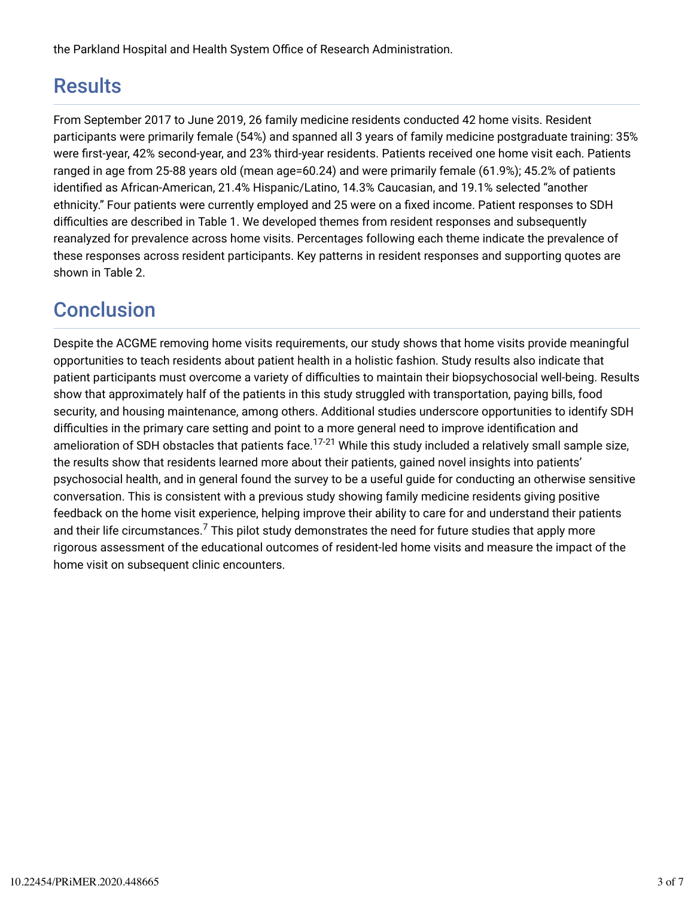the Parkland Hospital and Health System Office of Research Administration.

## Results

From September 2017 to June 2019, 26 family medicine residents conducted 42 home visits. Resident participants were primarily female (54%) and spanned all 3 years of family medicine postgraduate training: 35% were first-year, 42% second-year, and 23% third-year residents. Patients received one home visit each. Patients ranged in age from 25-88 years old (mean age=60.24) and were primarily female (61.9%); 45.2% of patients identified as African-American, 21.4% Hispanic/Latino, 14.3% Caucasian, and 19.1% selected "another ethnicity." Four patients were currently employed and 25 were on a fixed income. Patient responses to SDH difficulties are described in Table 1. We developed themes from resident responses and subsequently reanalyzed for prevalence across home visits. Percentages following each theme indicate the prevalence of these responses across resident participants. Key patterns in resident responses and supporting quotes are shown in Table 2.

## Conclusion

Despite the ACGME removing home visits requirements, our study shows that home visits provide meaningful opportunities to teach residents about patient health in a holistic fashion. Study results also indicate that patient participants must overcome a variety of difficulties to maintain their biopsychosocial well-being. Results show that approximately half of the patients in this study struggled with transportation, paying bills, food security, and housing maintenance, among others. Additional studies underscore opportunities to identify SDH difficulties in the primary care setting and point to a more general need to improve identification and amelioration of SDH obstacles that patients face.[17-21] While this study included a relatively small sample size, the results show that residents learned more about their patients, gained novel insights into patients' psychosocial health, and in general found the survey to be a useful guide for conducting an otherwise sensitive conversation. This is consistent with a previous study showing family medicine residents giving positive feedback on the home visit experience, helping improve their ability to care for and understand their patients and their life circumstances.[7] This pilot study demonstrates the need for future studies that apply more rigorous assessment of the educational outcomes of resident-led home visits and measure the impact of the home visit on subsequent clinic encounters.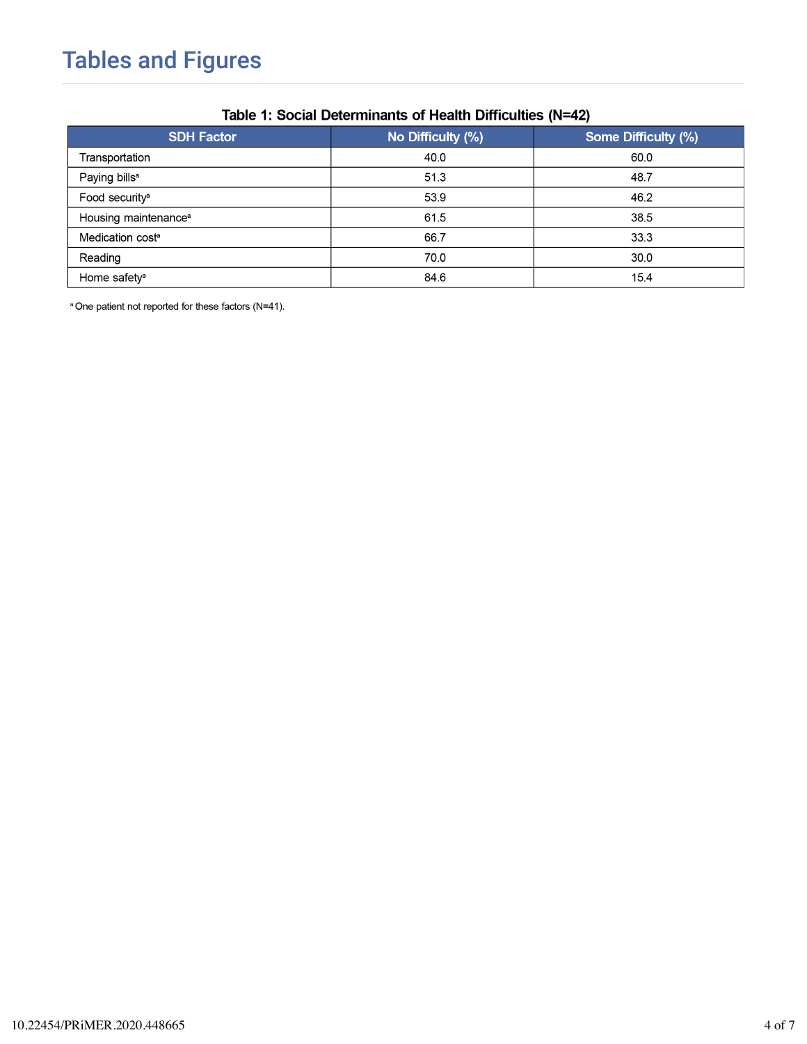## Tables and Figures

**Table 1: Social Determinants of Health Difficulties (N=42)**

| SDH Factor | No Difficulty (%) | Some Difficulty (%) |
| --- | --- | --- |
| Transportation | 40.0 | 60.0 |
| Paying bills[a] | 51.3 | 48.7 |
| Food security[a] | 53.9 | 46.2 |
| Housing maintenance[a] | 61.5 | 38.5 |
| Medication cost[a] | 66.7 | 33.3 |
| Reading | 70.0 | 30.0 |
| Home safety[a] | 84.6 | 15.4 |

[a] One patient not reported for these factors (N=41).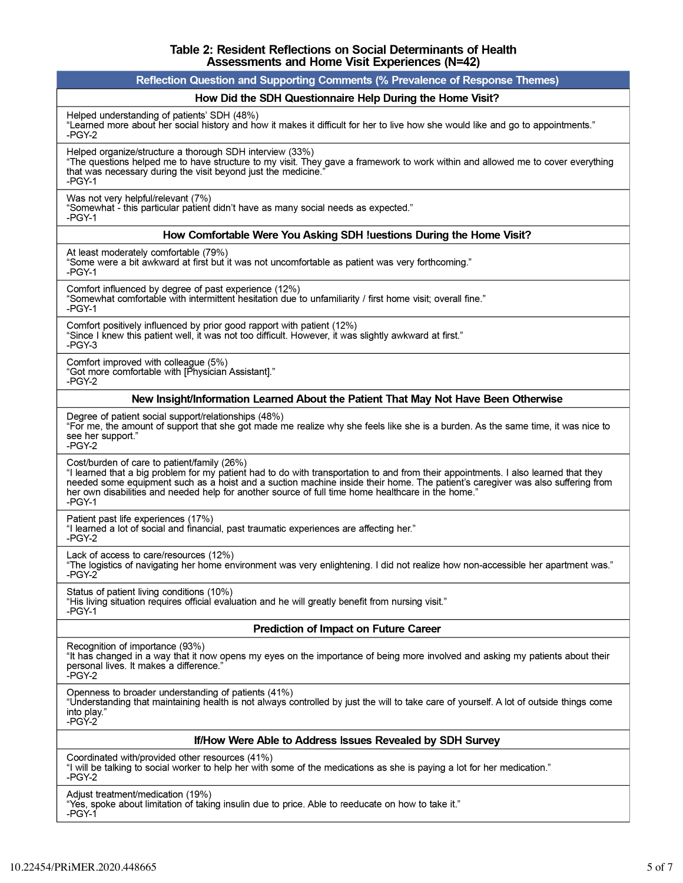**Table 2: Resident Reflections on Social Determinants of Health Assessments and Home Visit Experiences (N=42)**

| Reflection Question and Supporting Comments (% Prevalence of Response Themes) |
|---|
| **How Did the SDH Questionnaire Help During the Home Visit?** |
| Helped understanding of patients' SDH (48%)<br>"Learned more about her social history and how it makes it difficult for her to live how she would like and go to appointments."<br>-PGY-2 |
| Helped organize/structure a thorough SDH interview (33%)<br>"The questions helped me to have structure to my visit. They gave a framework to work within and allowed me to cover everything that was necessary during the visit beyond just the medicine."<br>-PGY-1 |
| Was not very helpful/relevant (7%)<br>"Somewhat - this particular patient didn't have as many social needs as expected."<br>-PGY-1 |
| **How Comfortable Were You Asking SDH !uestions During the Home Visit?** |
| At least moderately comfortable (79%)<br>"Some were a bit awkward at first but it was not uncomfortable as patient was very forthcoming."<br>-PGY-1 |
| Comfort influenced by degree of past experience (12%)<br>"Somewhat comfortable with intermittent hesitation due to unfamiliarity / first home visit; overall fine."<br>-PGY-1 |
| Comfort positively influenced by prior good rapport with patient (12%)<br>"Since I knew this patient well, it was not too difficult. However, it was slightly awkward at first."<br>-PGY-3 |
| Comfort improved with colleague (5%)<br>"Got more comfortable with [Physician Assistant]."<br>-PGY-2 |
| **New Insight/Information Learned About the Patient That May Not Have Been Otherwise** |
| Degree of patient social support/relationships (48%)<br>"For me, the amount of support that she got made me realize why she feels like she is a burden. As the same time, it was nice to see her support."<br>-PGY-2 |
| Cost/burden of care to patient/family (26%)<br>"I learned that a big problem for my patient had to do with transportation to and from their appointments. I also learned that they needed some equipment such as a hoist and a suction machine inside their home. The patient's caregiver was also suffering from her own disabilities and needed help for another source of full time home healthcare in the home."<br>-PGY-1 |
| Patient past life experiences (17%)<br>"I learned a lot of social and financial, past traumatic experiences are affecting her."<br>-PGY-2 |
| Lack of access to care/resources (12%)<br>"The logistics of navigating her home environment was very enlightening. I did not realize how non-accessible her apartment was."<br>-PGY-2 |
| Status of patient living conditions (10%)<br>"His living situation requires official evaluation and he will greatly benefit from nursing visit."<br>-PGY-1 |
| **Prediction of Impact on Future Career** |
| Recognition of importance (93%)<br>"It has changed in a way that it now opens my eyes on the importance of being more involved and asking my patients about their personal lives. It makes a difference."<br>-PGY-2 |
| Openness to broader understanding of patients (41%)<br>"Understanding that maintaining health is not always controlled by just the will to take care of yourself. A lot of outside things come into play."<br>-PGY-2 |
| **If/How Were Able to Address Issues Revealed by SDH Survey** |
| Coordinated with/provided other resources (41%)<br>"I will be talking to social worker to help her with some of the medications as she is paying a lot for her medication."<br>-PGY-2 |
| Adjust treatment/medication (19%)<br>"Yes, spoke about limitation of taking insulin due to price. Able to reeducate on how to take it."<br>-PGY-1 |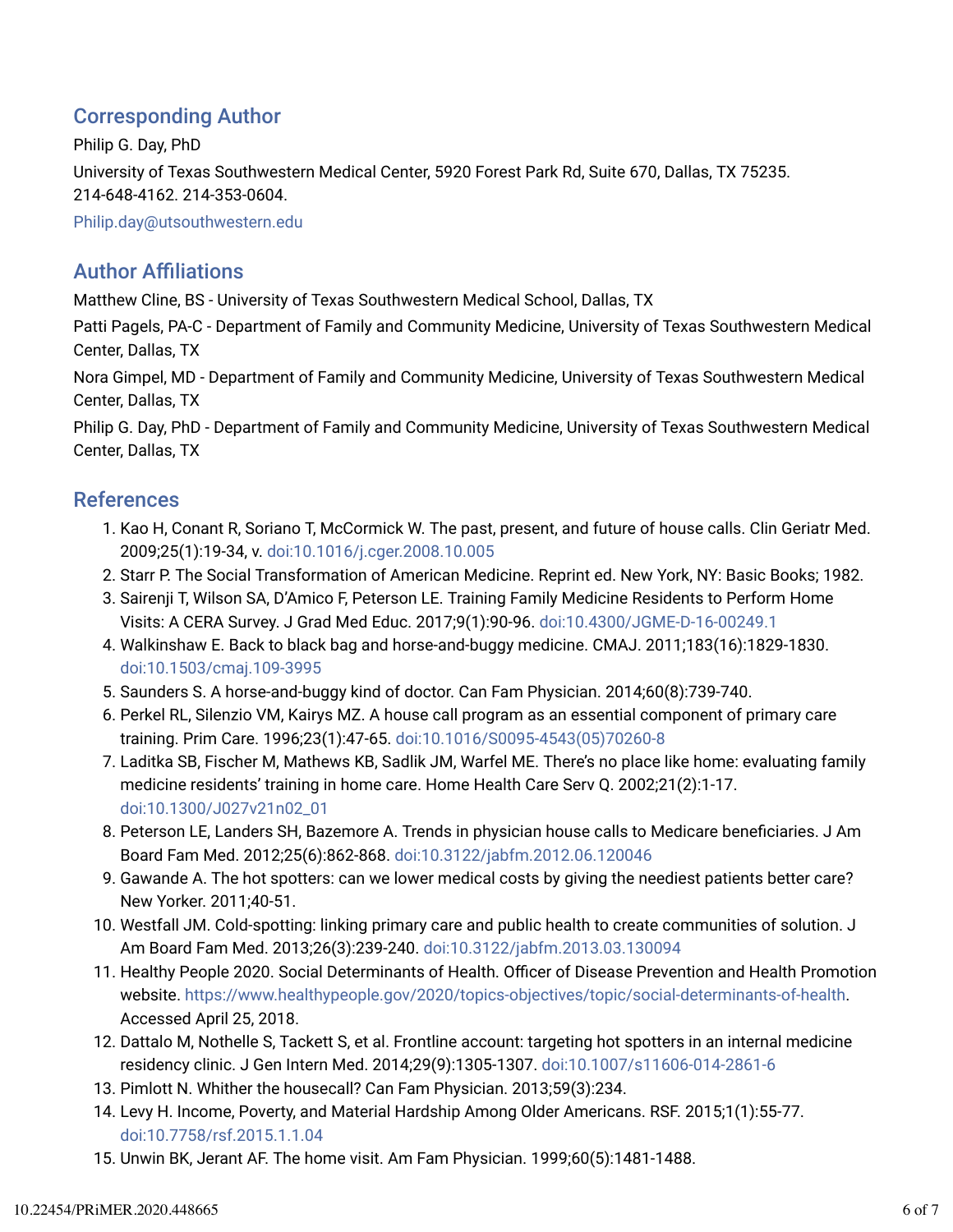## Corresponding Author

Philip G. Day, PhD

University of Texas Southwestern Medical Center, 5920 Forest Park Rd, Suite 670, Dallas, TX 75235. 214-648-4162. 214-353-0604.

Philip.day@utsouthwestern.edu

## Author Affiliations

Matthew Cline, BS - University of Texas Southwestern Medical School, Dallas, TX

Patti Pagels, PA-C - Department of Family and Community Medicine, University of Texas Southwestern Medical Center, Dallas, TX

Nora Gimpel, MD - Department of Family and Community Medicine, University of Texas Southwestern Medical Center, Dallas, TX

Philip G. Day, PhD - Department of Family and Community Medicine, University of Texas Southwestern Medical Center, Dallas, TX

## References

1. Kao H, Conant R, Soriano T, McCormick W. The past, present, and future of house calls. Clin Geriatr Med. 2009;25(1):19-34, v. doi:10.1016/j.cger.2008.10.005
2. Starr P. The Social Transformation of American Medicine. Reprint ed. New York, NY: Basic Books; 1982.
3. Sairenji T, Wilson SA, D'Amico F, Peterson LE. Training Family Medicine Residents to Perform Home Visits: A CERA Survey. J Grad Med Educ. 2017;9(1):90-96. doi:10.4300/JGME-D-16-00249.1
4. Walkinshaw E. Back to black bag and horse-and-buggy medicine. CMAJ. 2011;183(16):1829-1830. doi:10.1503/cmaj.109-3995
5. Saunders S. A horse-and-buggy kind of doctor. Can Fam Physician. 2014;60(8):739-740.
6. Perkel RL, Silenzio VM, Kairys MZ. A house call program as an essential component of primary care training. Prim Care. 1996;23(1):47-65. doi:10.1016/S0095-4543(05)70260-8
7. Laditka SB, Fischer M, Mathews KB, Sadlik JM, Warfel ME. There's no place like home: evaluating family medicine residents' training in home care. Home Health Care Serv Q. 2002;21(2):1-17. doi:10.1300/J027v21n02_01
8. Peterson LE, Landers SH, Bazemore A. Trends in physician house calls to Medicare beneficiaries. J Am Board Fam Med. 2012;25(6):862-868. doi:10.3122/jabfm.2012.06.120046
9. Gawande A. The hot spotters: can we lower medical costs by giving the neediest patients better care? New Yorker. 2011;40-51.
10. Westfall JM. Cold-spotting: linking primary care and public health to create communities of solution. J Am Board Fam Med. 2013;26(3):239-240. doi:10.3122/jabfm.2013.03.130094
11. Healthy People 2020. Social Determinants of Health. Officer of Disease Prevention and Health Promotion website. https://www.healthypeople.gov/2020/topics-objectives/topic/social-determinants-of-health. Accessed April 25, 2018.
12. Dattalo M, Nothelle S, Tackett S, et al. Frontline account: targeting hot spotters in an internal medicine residency clinic. J Gen Intern Med. 2014;29(9):1305-1307. doi:10.1007/s11606-014-2861-6
13. Pimlott N. Whither the housecall? Can Fam Physician. 2013;59(3):234.
14. Levy H. Income, Poverty, and Material Hardship Among Older Americans. RSF. 2015;1(1):55-77. doi:10.7758/rsf.2015.1.1.04
15. Unwin BK, Jerant AF. The home visit. Am Fam Physician. 1999;60(5):1481-1488.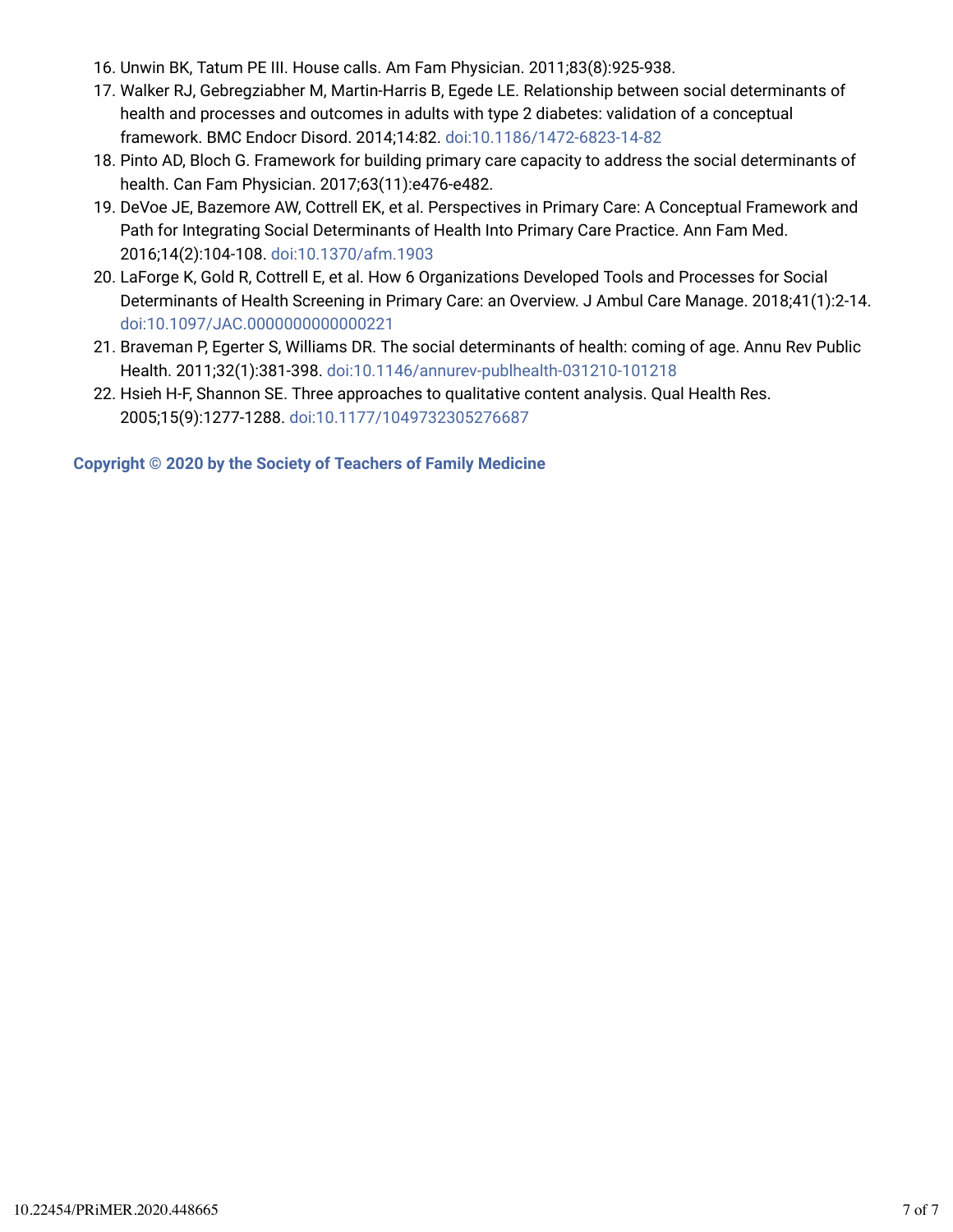16. Unwin BK, Tatum PE III. House calls. Am Fam Physician. 2011;83(8):925-938.
17. Walker RJ, Gebregziabher M, Martin-Harris B, Egede LE. Relationship between social determinants of health and processes and outcomes in adults with type 2 diabetes: validation of a conceptual framework. BMC Endocr Disord. 2014;14:82. doi:10.1186/1472-6823-14-82
18. Pinto AD, Bloch G. Framework for building primary care capacity to address the social determinants of health. Can Fam Physician. 2017;63(11):e476-e482.
19. DeVoe JE, Bazemore AW, Cottrell EK, et al. Perspectives in Primary Care: A Conceptual Framework and Path for Integrating Social Determinants of Health Into Primary Care Practice. Ann Fam Med. 2016;14(2):104-108. doi:10.1370/afm.1903
20. LaForge K, Gold R, Cottrell E, et al. How 6 Organizations Developed Tools and Processes for Social Determinants of Health Screening in Primary Care: an Overview. J Ambul Care Manage. 2018;41(1):2-14. doi:10.1097/JAC.0000000000000221
21. Braveman P, Egerter S, Williams DR. The social determinants of health: coming of age. Annu Rev Public Health. 2011;32(1):381-398. doi:10.1146/annurev-publhealth-031210-101218
22. Hsieh H-F, Shannon SE. Three approaches to qualitative content analysis. Qual Health Res. 2005;15(9):1277-1288. doi:10.1177/1049732305276687

**Copyright © 2020 by the Society of Teachers of Family Medicine**